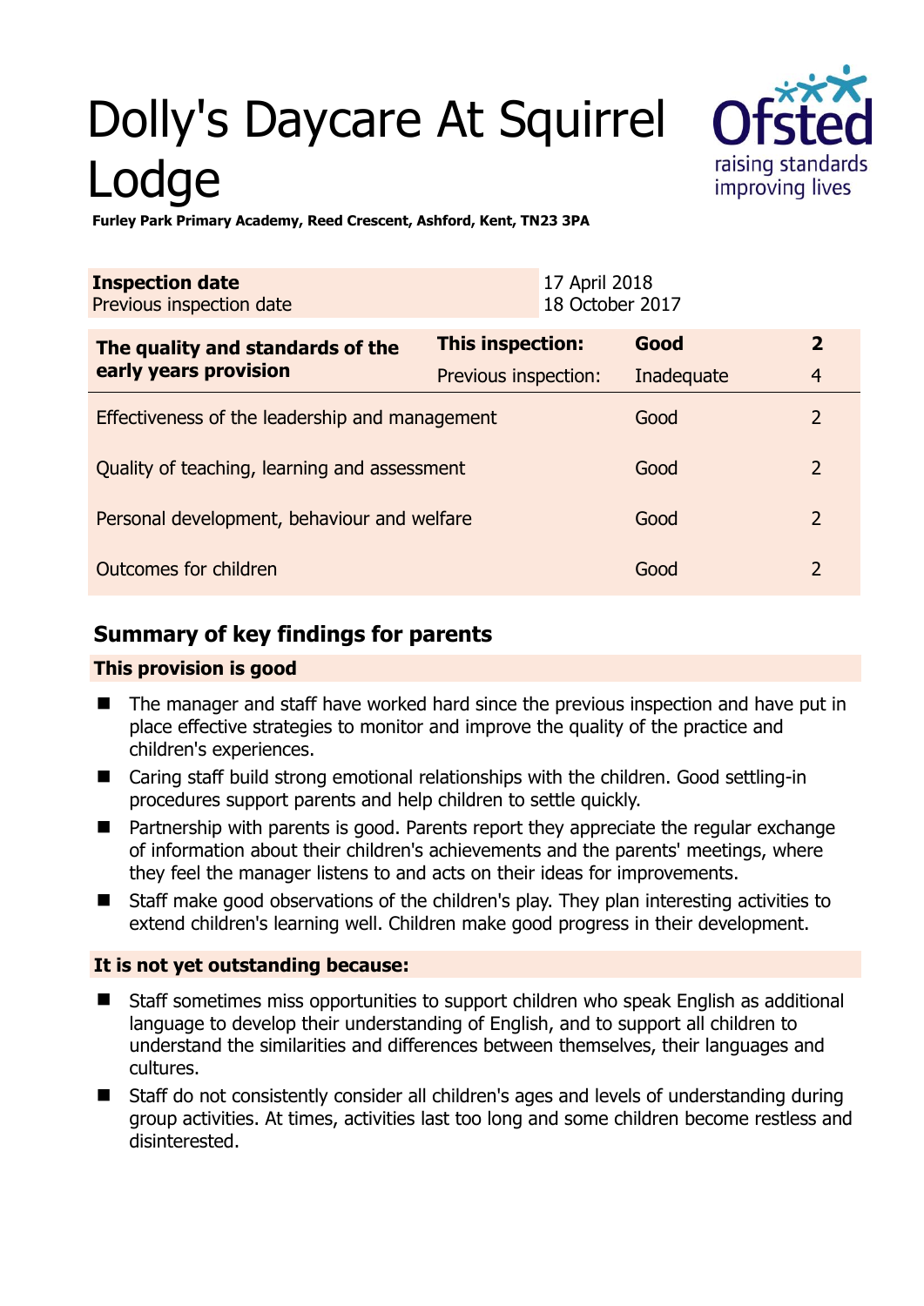# Dolly's Daycare At Squirrel Lodge

**Furley Park Primary Academy, Reed Crescent, Ashford, Kent, TN23 3PA**

| **Inspection date** | 17 April 2018 |
|---|---|
| Previous inspection date | 18 October 2017 |

| **The quality and standards of the early years provision** | **This inspection:** | **Good** | **2** |
|---|---|---|---|
| | Previous inspection: | Inadequate | 4 |
| Effectiveness of the leadership and management | | Good | 2 |
| Quality of teaching, learning and assessment | | Good | 2 |
| Personal development, behaviour and welfare | | Good | 2 |
| Outcomes for children | | Good | 2 |

## Summary of key findings for parents

**This provision is good**

- The manager and staff have worked hard since the previous inspection and have put in place effective strategies to monitor and improve the quality of the practice and children's experiences.
- Caring staff build strong emotional relationships with the children. Good settling-in procedures support parents and help children to settle quickly.
- Partnership with parents is good. Parents report they appreciate the regular exchange of information about their children's achievements and the parents' meetings, where they feel the manager listens to and acts on their ideas for improvements.
- Staff make good observations of the children's play. They plan interesting activities to extend children's learning well. Children make good progress in their development.

**It is not yet outstanding because:**

- Staff sometimes miss opportunities to support children who speak English as additional language to develop their understanding of English, and to support all children to understand the similarities and differences between themselves, their languages and cultures.
- Staff do not consistently consider all children's ages and levels of understanding during group activities. At times, activities last too long and some children become restless and disinterested.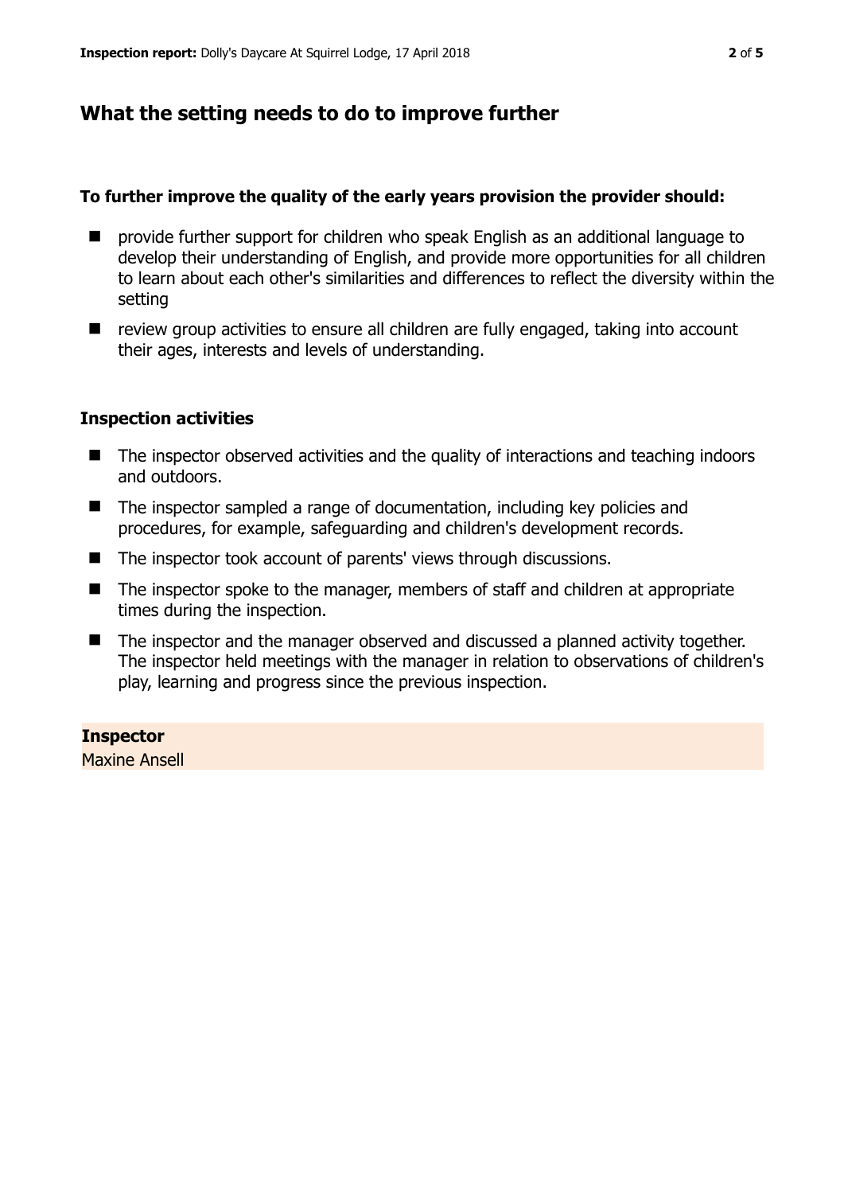## What the setting needs to do to improve further

**To further improve the quality of the early years provision the provider should:**

- provide further support for children who speak English as an additional language to develop their understanding of English, and provide more opportunities for all children to learn about each other's similarities and differences to reflect the diversity within the setting
- review group activities to ensure all children are fully engaged, taking into account their ages, interests and levels of understanding.

### Inspection activities

- The inspector observed activities and the quality of interactions and teaching indoors and outdoors.
- The inspector sampled a range of documentation, including key policies and procedures, for example, safeguarding and children's development records.
- The inspector took account of parents' views through discussions.
- The inspector spoke to the manager, members of staff and children at appropriate times during the inspection.
- The inspector and the manager observed and discussed a planned activity together. The inspector held meetings with the manager in relation to observations of children's play, learning and progress since the previous inspection.

**Inspector**
Maxine Ansell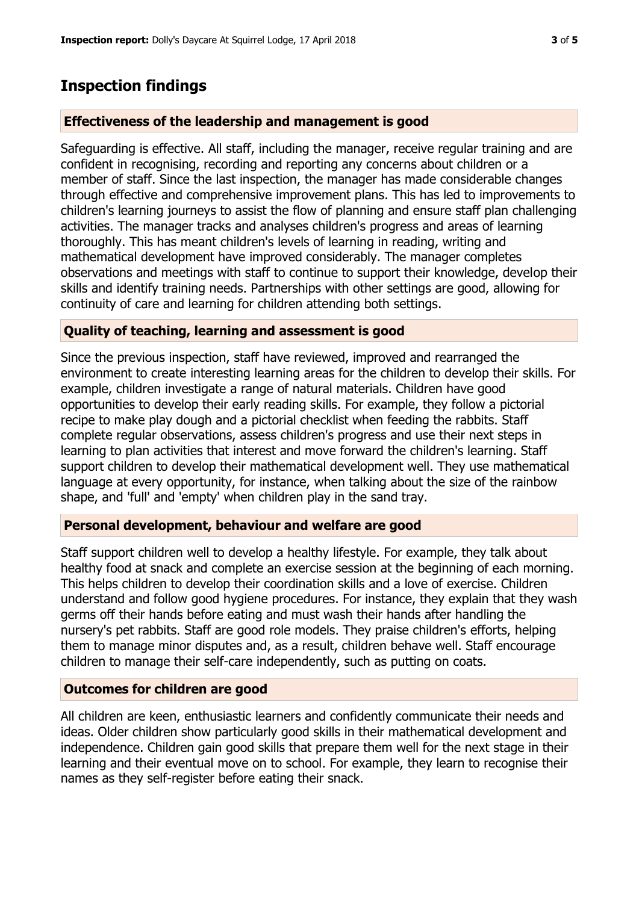## Inspection findings

### Effectiveness of the leadership and management is good

Safeguarding is effective. All staff, including the manager, receive regular training and are confident in recognising, recording and reporting any concerns about children or a member of staff. Since the last inspection, the manager has made considerable changes through effective and comprehensive improvement plans. This has led to improvements to children's learning journeys to assist the flow of planning and ensure staff plan challenging activities. The manager tracks and analyses children's progress and areas of learning thoroughly. This has meant children's levels of learning in reading, writing and mathematical development have improved considerably. The manager completes observations and meetings with staff to continue to support their knowledge, develop their skills and identify training needs. Partnerships with other settings are good, allowing for continuity of care and learning for children attending both settings.

### Quality of teaching, learning and assessment is good

Since the previous inspection, staff have reviewed, improved and rearranged the environment to create interesting learning areas for the children to develop their skills. For example, children investigate a range of natural materials. Children have good opportunities to develop their early reading skills. For example, they follow a pictorial recipe to make play dough and a pictorial checklist when feeding the rabbits. Staff complete regular observations, assess children's progress and use their next steps in learning to plan activities that interest and move forward the children's learning. Staff support children to develop their mathematical development well. They use mathematical language at every opportunity, for instance, when talking about the size of the rainbow shape, and 'full' and 'empty' when children play in the sand tray.

### Personal development, behaviour and welfare are good

Staff support children well to develop a healthy lifestyle. For example, they talk about healthy food at snack and complete an exercise session at the beginning of each morning. This helps children to develop their coordination skills and a love of exercise. Children understand and follow good hygiene procedures. For instance, they explain that they wash germs off their hands before eating and must wash their hands after handling the nursery's pet rabbits. Staff are good role models. They praise children's efforts, helping them to manage minor disputes and, as a result, children behave well. Staff encourage children to manage their self-care independently, such as putting on coats.

### Outcomes for children are good

All children are keen, enthusiastic learners and confidently communicate their needs and ideas. Older children show particularly good skills in their mathematical development and independence. Children gain good skills that prepare them well for the next stage in their learning and their eventual move on to school. For example, they learn to recognise their names as they self-register before eating their snack.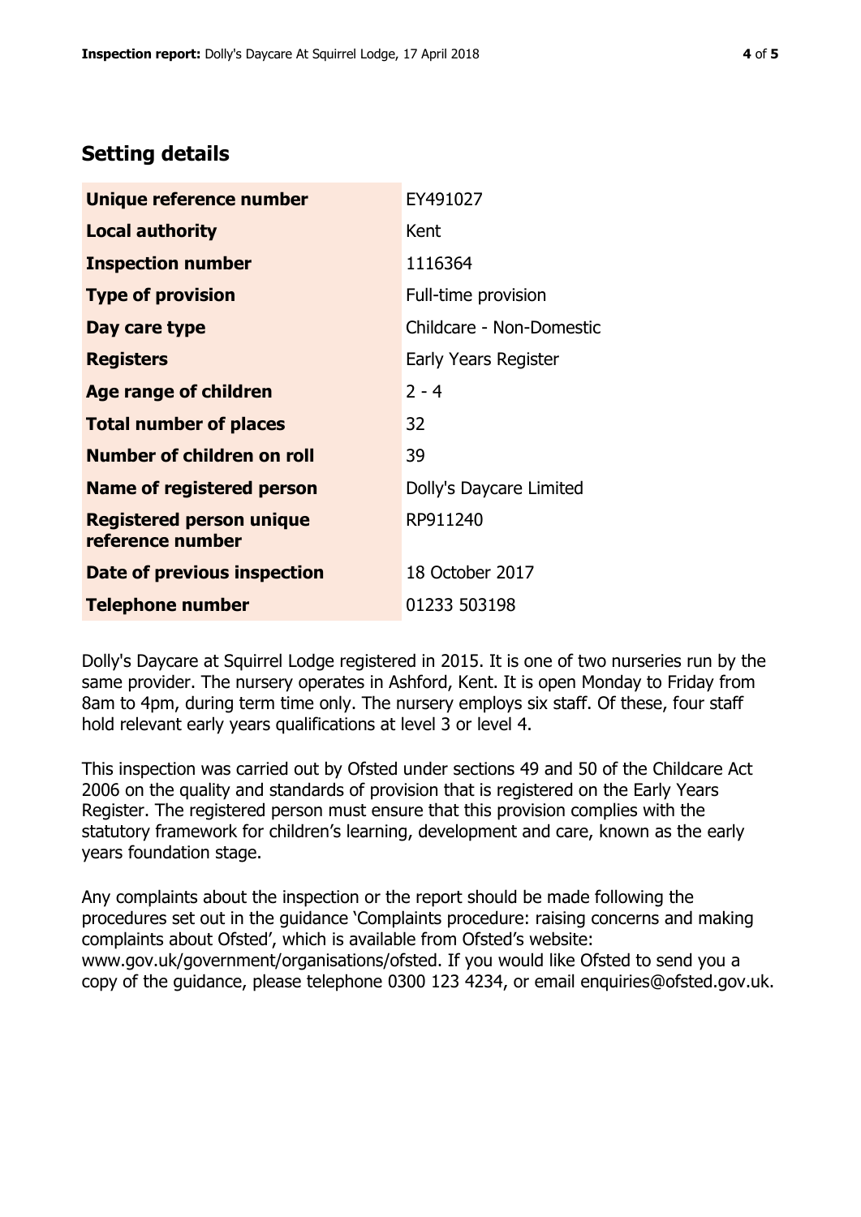## Setting details

| | |
|---|---|
| **Unique reference number** | EY491027 |
| **Local authority** | Kent |
| **Inspection number** | 1116364 |
| **Type of provision** | Full-time provision |
| **Day care type** | Childcare - Non-Domestic |
| **Registers** | Early Years Register |
| **Age range of children** | 2 - 4 |
| **Total number of places** | 32 |
| **Number of children on roll** | 39 |
| **Name of registered person** | Dolly's Daycare Limited |
| **Registered person unique reference number** | RP911240 |
| **Date of previous inspection** | 18 October 2017 |
| **Telephone number** | 01233 503198 |

Dolly's Daycare at Squirrel Lodge registered in 2015. It is one of two nurseries run by the same provider. The nursery operates in Ashford, Kent. It is open Monday to Friday from 8am to 4pm, during term time only. The nursery employs six staff. Of these, four staff hold relevant early years qualifications at level 3 or level 4.

This inspection was carried out by Ofsted under sections 49 and 50 of the Childcare Act 2006 on the quality and standards of provision that is registered on the Early Years Register. The registered person must ensure that this provision complies with the statutory framework for children's learning, development and care, known as the early years foundation stage.

Any complaints about the inspection or the report should be made following the procedures set out in the guidance 'Complaints procedure: raising concerns and making complaints about Ofsted', which is available from Ofsted's website: www.gov.uk/government/organisations/ofsted. If you would like Ofsted to send you a copy of the guidance, please telephone 0300 123 4234, or email enquiries@ofsted.gov.uk.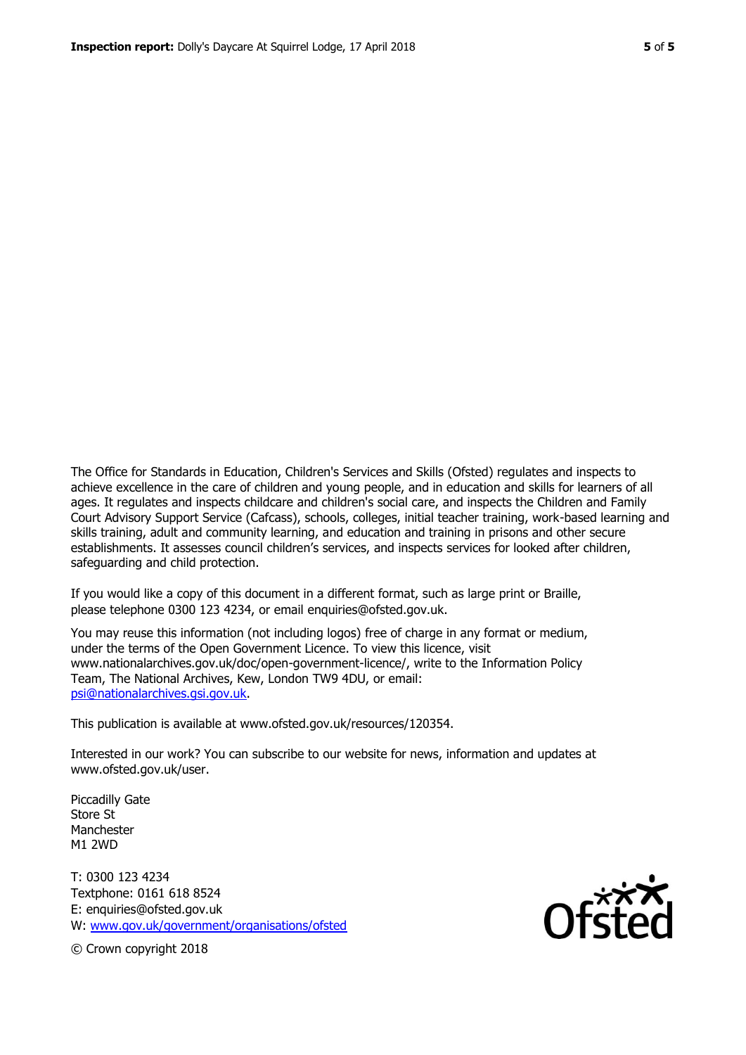The Office for Standards in Education, Children's Services and Skills (Ofsted) regulates and inspects to achieve excellence in the care of children and young people, and in education and skills for learners of all ages. It regulates and inspects childcare and children's social care, and inspects the Children and Family Court Advisory Support Service (Cafcass), schools, colleges, initial teacher training, work-based learning and skills training, adult and community learning, and education and training in prisons and other secure establishments. It assesses council children's services, and inspects services for looked after children, safeguarding and child protection.

If you would like a copy of this document in a different format, such as large print or Braille, please telephone 0300 123 4234, or email enquiries@ofsted.gov.uk.

You may reuse this information (not including logos) free of charge in any format or medium, under the terms of the Open Government Licence. To view this licence, visit www.nationalarchives.gov.uk/doc/open-government-licence/, write to the Information Policy Team, The National Archives, Kew, London TW9 4DU, or email: psi@nationalarchives.gsi.gov.uk.

This publication is available at www.ofsted.gov.uk/resources/120354.

Interested in our work? You can subscribe to our website for news, information and updates at www.ofsted.gov.uk/user.

Piccadilly Gate
Store St
Manchester
M1 2WD

T: 0300 123 4234
Textphone: 0161 618 8524
E: enquiries@ofsted.gov.uk
W: www.gov.uk/government/organisations/ofsted

© Crown copyright 2018